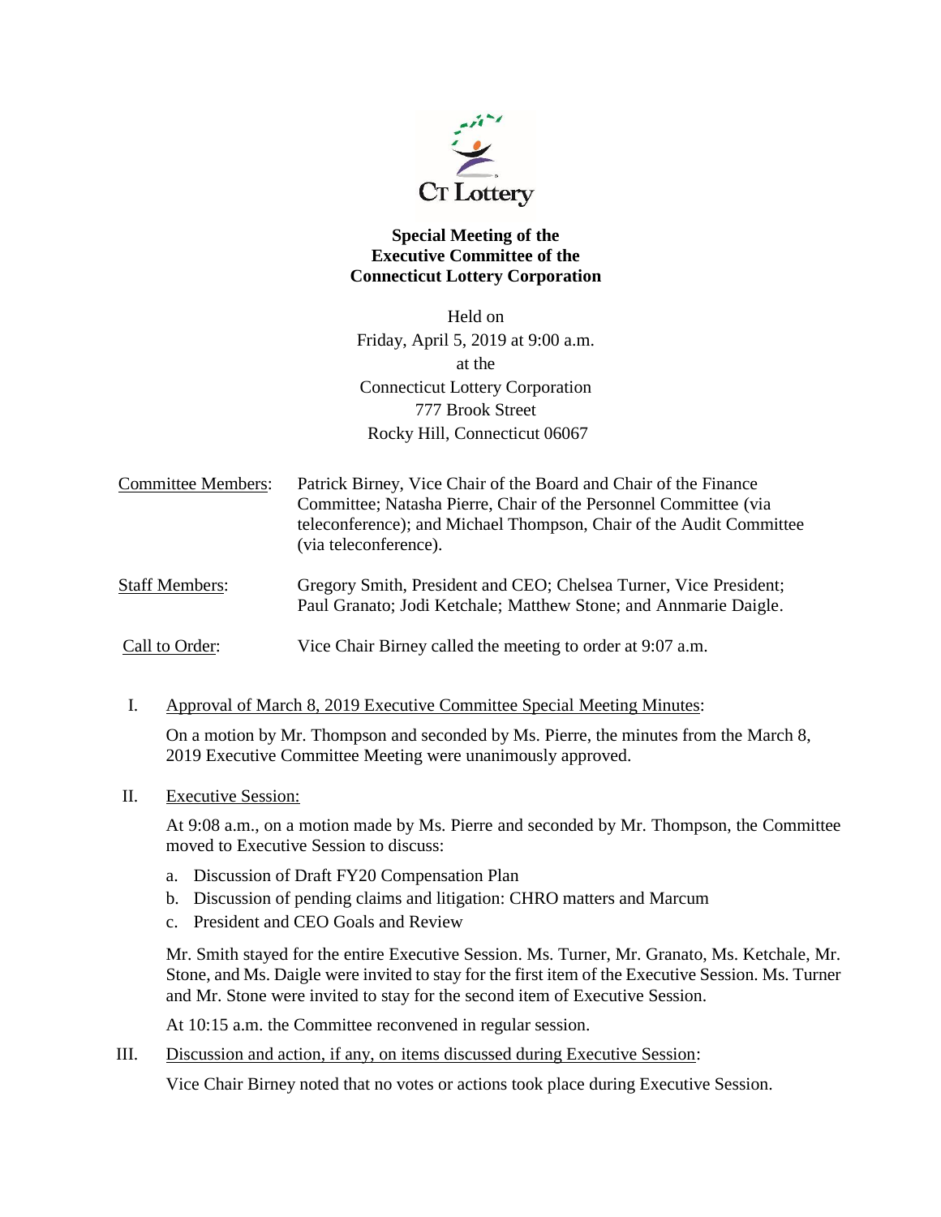**Special Meeting of the**
**Executive Committee of the**
**Connecticut Lottery Corporation**

Held on
Friday, April 5, 2019 at 9:00 a.m.
at the
Connecticut Lottery Corporation
777 Brook Street
Rocky Hill, Connecticut 06067

Committee Members: Patrick Birney, Vice Chair of the Board and Chair of the Finance Committee; Natasha Pierre, Chair of the Personnel Committee (via teleconference); and Michael Thompson, Chair of the Audit Committee (via teleconference).

Staff Members: Gregory Smith, President and CEO; Chelsea Turner, Vice President; Paul Granato; Jodi Ketchale; Matthew Stone; and Annmarie Daigle.

Call to Order: Vice Chair Birney called the meeting to order at 9:07 a.m.

I. Approval of March 8, 2019 Executive Committee Special Meeting Minutes:

On a motion by Mr. Thompson and seconded by Ms. Pierre, the minutes from the March 8, 2019 Executive Committee Meeting were unanimously approved.

II. Executive Session:

At 9:08 a.m., on a motion made by Ms. Pierre and seconded by Mr. Thompson, the Committee moved to Executive Session to discuss:

a. Discussion of Draft FY20 Compensation Plan
b. Discussion of pending claims and litigation: CHRO matters and Marcum
c. President and CEO Goals and Review

Mr. Smith stayed for the entire Executive Session. Ms. Turner, Mr. Granato, Ms. Ketchale, Mr. Stone, and Ms. Daigle were invited to stay for the first item of the Executive Session. Ms. Turner and Mr. Stone were invited to stay for the second item of Executive Session.

At 10:15 a.m. the Committee reconvened in regular session.

III. Discussion and action, if any, on items discussed during Executive Session:

Vice Chair Birney noted that no votes or actions took place during Executive Session.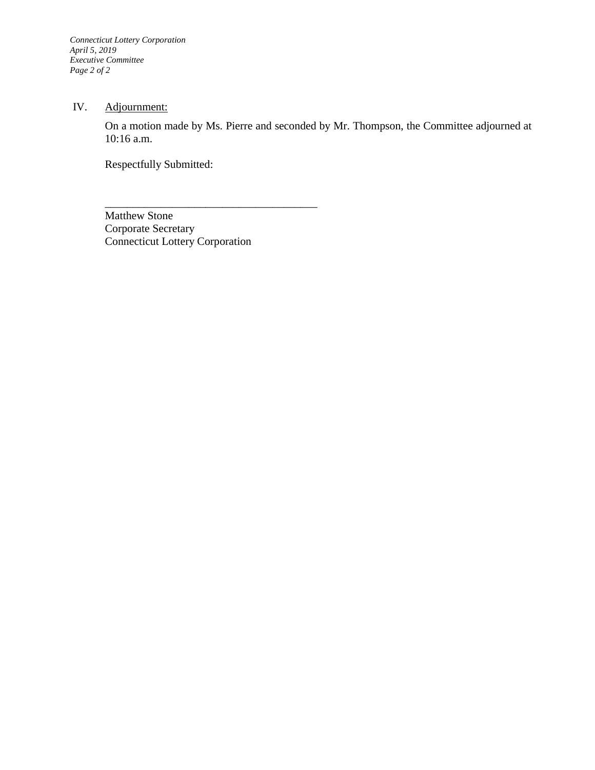IV. Adjournment:

On a motion made by Ms. Pierre and seconded by Mr. Thompson, the Committee adjourned at 10:16 a.m.

Respectfully Submitted:

\_\_\_\_\_\_\_\_\_\_\_\_\_\_\_\_\_\_\_\_\_\_\_\_\_\_\_\_\_\_\_\_\_\_\_\_\_\_

Matthew Stone
Corporate Secretary
Connecticut Lottery Corporation